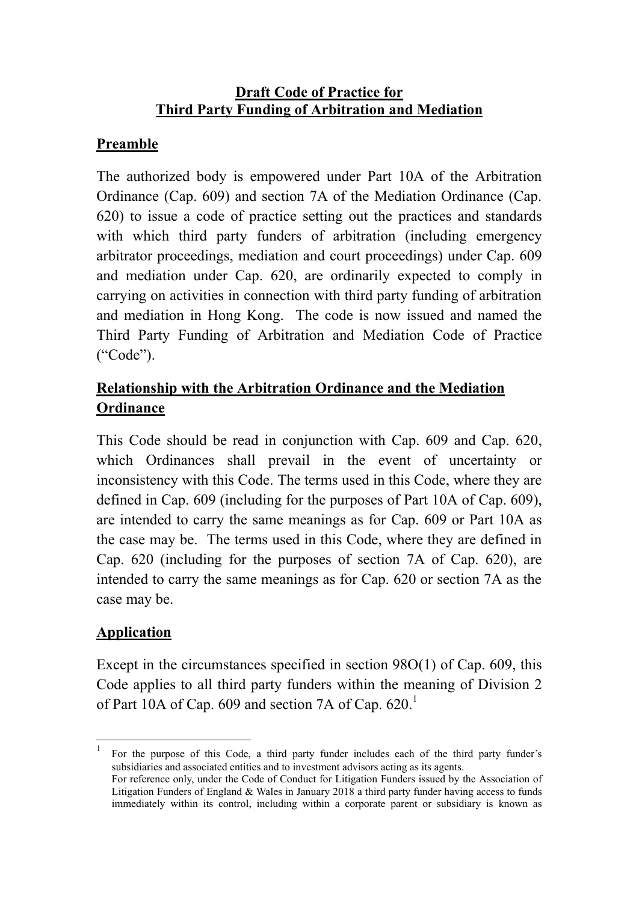# Draft Code of Practice for Third Party Funding of Arbitration and Mediation

## Preamble

The authorized body is empowered under Part 10A of the Arbitration Ordinance (Cap. 609) and section 7A of the Mediation Ordinance (Cap. 620) to issue a code of practice setting out the practices and standards with which third party funders of arbitration (including emergency arbitrator proceedings, mediation and court proceedings) under Cap. 609 and mediation under Cap. 620, are ordinarily expected to comply in carrying on activities in connection with third party funding of arbitration and mediation in Hong Kong. The code is now issued and named the Third Party Funding of Arbitration and Mediation Code of Practice ("Code").

## Relationship with the Arbitration Ordinance and the Mediation Ordinance

This Code should be read in conjunction with Cap. 609 and Cap. 620, which Ordinances shall prevail in the event of uncertainty or inconsistency with this Code. The terms used in this Code, where they are defined in Cap. 609 (including for the purposes of Part 10A of Cap. 609), are intended to carry the same meanings as for Cap. 609 or Part 10A as the case may be. The terms used in this Code, where they are defined in Cap. 620 (including for the purposes of section 7A of Cap. 620), are intended to carry the same meanings as for Cap. 620 or section 7A as the case may be.

## Application

Except in the circumstances specified in section 98O(1) of Cap. 609, this Code applies to all third party funders within the meaning of Division 2 of Part 10A of Cap. 609 and section 7A of Cap. 620.[1]

---

[1] For the purpose of this Code, a third party funder includes each of the third party funder's subsidiaries and associated entities and to investment advisors acting as its agents.
For reference only, under the Code of Conduct for Litigation Funders issued by the Association of Litigation Funders of England & Wales in January 2018 a third party funder having access to funds immediately within its control, including within a corporate parent or subsidiary is known as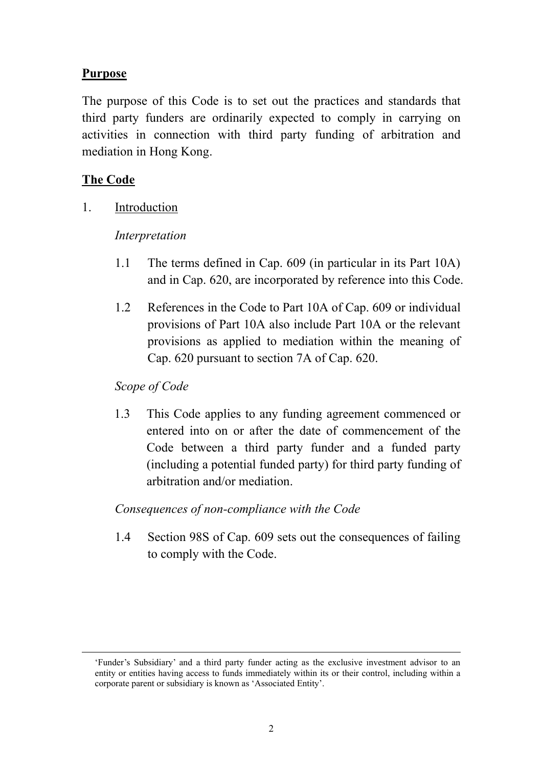**Purpose**

The purpose of this Code is to set out the practices and standards that third party funders are ordinarily expected to comply in carrying on activities in connection with third party funding of arbitration and mediation in Hong Kong.

**The Code**

1. Introduction

*Interpretation*

1.1 The terms defined in Cap. 609 (in particular in its Part 10A) and in Cap. 620, are incorporated by reference into this Code.

1.2 References in the Code to Part 10A of Cap. 609 or individual provisions of Part 10A also include Part 10A or the relevant provisions as applied to mediation within the meaning of Cap. 620 pursuant to section 7A of Cap. 620.

*Scope of Code*

1.3 This Code applies to any funding agreement commenced or entered into on or after the date of commencement of the Code between a third party funder and a funded party (including a potential funded party) for third party funding of arbitration and/or mediation.

*Consequences of non-compliance with the Code*

1.4 Section 98S of Cap. 609 sets out the consequences of failing to comply with the Code.

---

'Funder's Subsidiary' and a third party funder acting as the exclusive investment advisor to an entity or entities having access to funds immediately within its or their control, including within a corporate parent or subsidiary is known as 'Associated Entity'.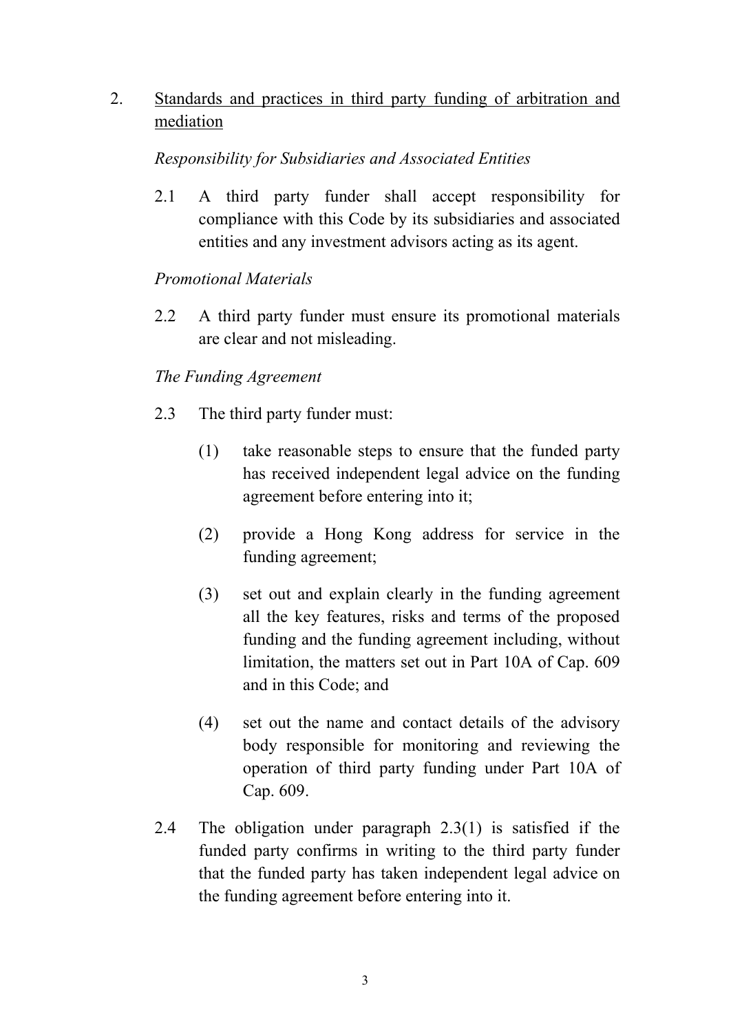## 2. Standards and practices in third party funding of arbitration and mediation

*Responsibility for Subsidiaries and Associated Entities*

2.1 A third party funder shall accept responsibility for compliance with this Code by its subsidiaries and associated entities and any investment advisors acting as its agent.

*Promotional Materials*

2.2 A third party funder must ensure its promotional materials are clear and not misleading.

*The Funding Agreement*

2.3 The third party funder must:

(1) take reasonable steps to ensure that the funded party has received independent legal advice on the funding agreement before entering into it;

(2) provide a Hong Kong address for service in the funding agreement;

(3) set out and explain clearly in the funding agreement all the key features, risks and terms of the proposed funding and the funding agreement including, without limitation, the matters set out in Part 10A of Cap. 609 and in this Code; and

(4) set out the name and contact details of the advisory body responsible for monitoring and reviewing the operation of third party funding under Part 10A of Cap. 609.

2.4 The obligation under paragraph 2.3(1) is satisfied if the funded party confirms in writing to the third party funder that the funded party has taken independent legal advice on the funding agreement before entering into it.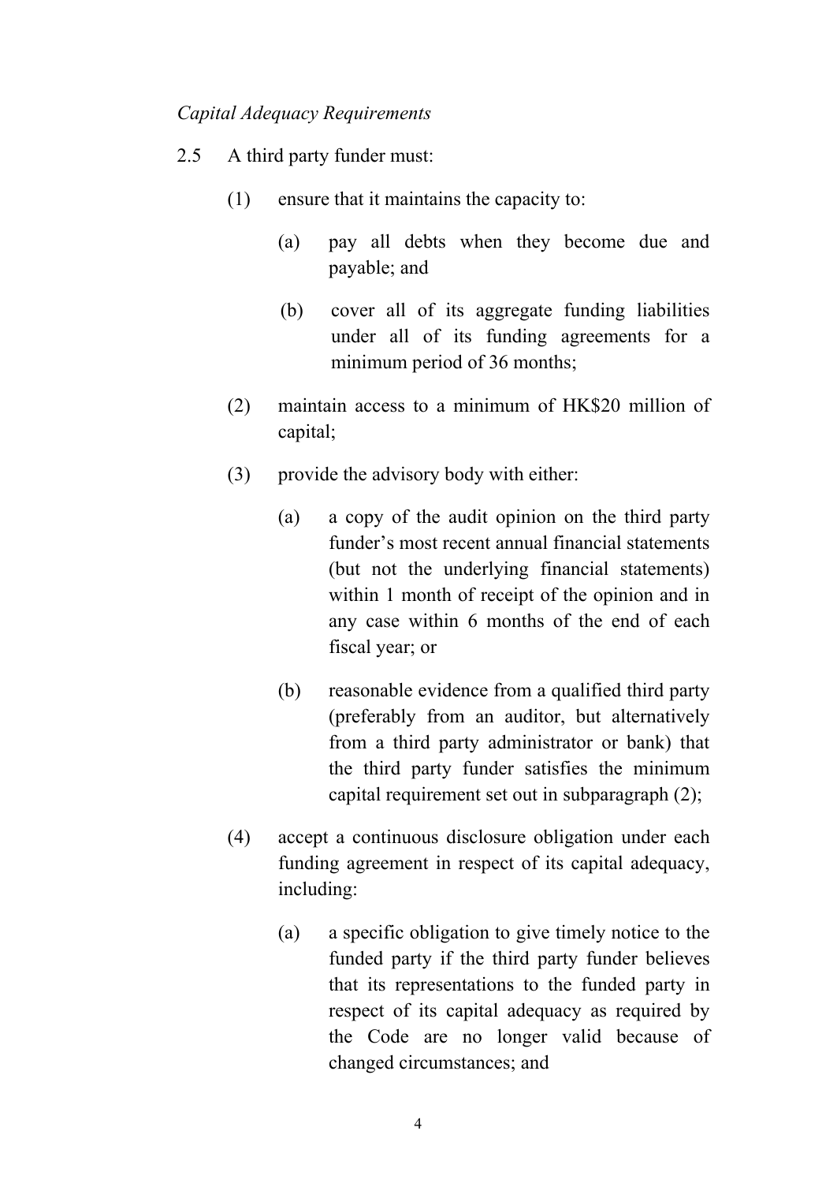*Capital Adequacy Requirements*

2.5 A third party funder must:

(1) ensure that it maintains the capacity to:

(a) pay all debts when they become due and payable; and

(b) cover all of its aggregate funding liabilities under all of its funding agreements for a minimum period of 36 months;

(2) maintain access to a minimum of HK$20 million of capital;

(3) provide the advisory body with either:

(a) a copy of the audit opinion on the third party funder's most recent annual financial statements (but not the underlying financial statements) within 1 month of receipt of the opinion and in any case within 6 months of the end of each fiscal year; or

(b) reasonable evidence from a qualified third party (preferably from an auditor, but alternatively from a third party administrator or bank) that the third party funder satisfies the minimum capital requirement set out in subparagraph (2);

(4) accept a continuous disclosure obligation under each funding agreement in respect of its capital adequacy, including:

(a) a specific obligation to give timely notice to the funded party if the third party funder believes that its representations to the funded party in respect of its capital adequacy as required by the Code are no longer valid because of changed circumstances; and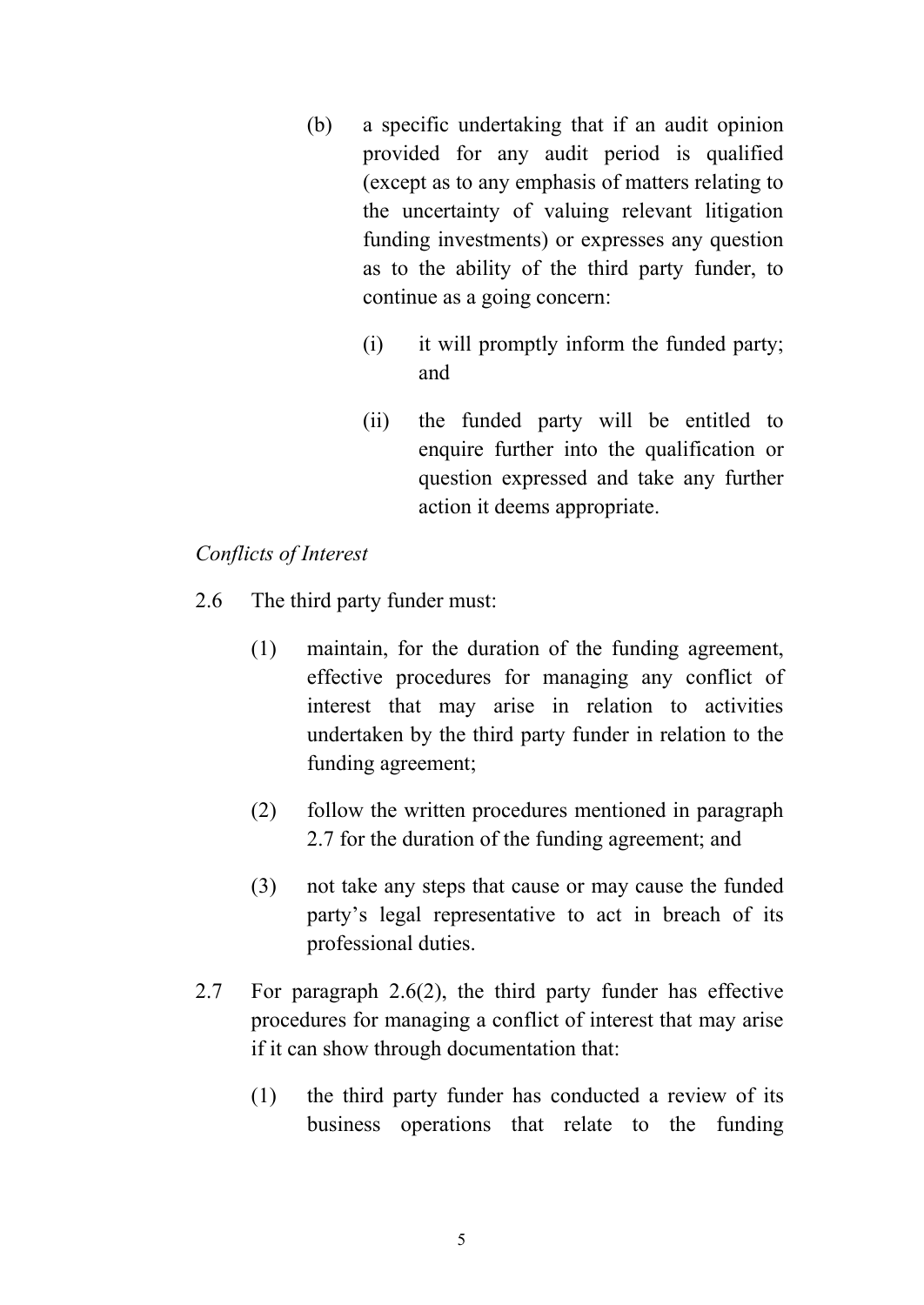(b) a specific undertaking that if an audit opinion provided for any audit period is qualified (except as to any emphasis of matters relating to the uncertainty of valuing relevant litigation funding investments) or expresses any question as to the ability of the third party funder, to continue as a going concern:

(i) it will promptly inform the funded party; and

(ii) the funded party will be entitled to enquire further into the qualification or question expressed and take any further action it deems appropriate.

*Conflicts of Interest*

2.6 The third party funder must:

(1) maintain, for the duration of the funding agreement, effective procedures for managing any conflict of interest that may arise in relation to activities undertaken by the third party funder in relation to the funding agreement;

(2) follow the written procedures mentioned in paragraph 2.7 for the duration of the funding agreement; and

(3) not take any steps that cause or may cause the funded party's legal representative to act in breach of its professional duties.

2.7 For paragraph 2.6(2), the third party funder has effective procedures for managing a conflict of interest that may arise if it can show through documentation that:

(1) the third party funder has conducted a review of its business operations that relate to the funding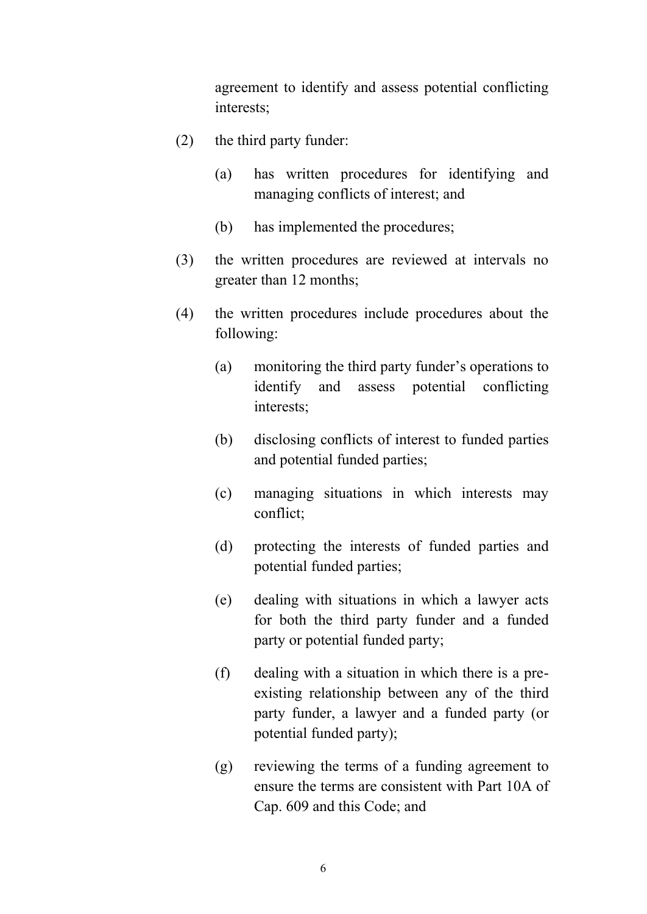agreement to identify and assess potential conflicting interests;

(2) the third party funder:

  (a) has written procedures for identifying and managing conflicts of interest; and

  (b) has implemented the procedures;

(3) the written procedures are reviewed at intervals no greater than 12 months;

(4) the written procedures include procedures about the following:

  (a) monitoring the third party funder's operations to identify and assess potential conflicting interests;

  (b) disclosing conflicts of interest to funded parties and potential funded parties;

  (c) managing situations in which interests may conflict;

  (d) protecting the interests of funded parties and potential funded parties;

  (e) dealing with situations in which a lawyer acts for both the third party funder and a funded party or potential funded party;

  (f) dealing with a situation in which there is a pre-existing relationship between any of the third party funder, a lawyer and a funded party (or potential funded party);

  (g) reviewing the terms of a funding agreement to ensure the terms are consistent with Part 10A of Cap. 609 and this Code; and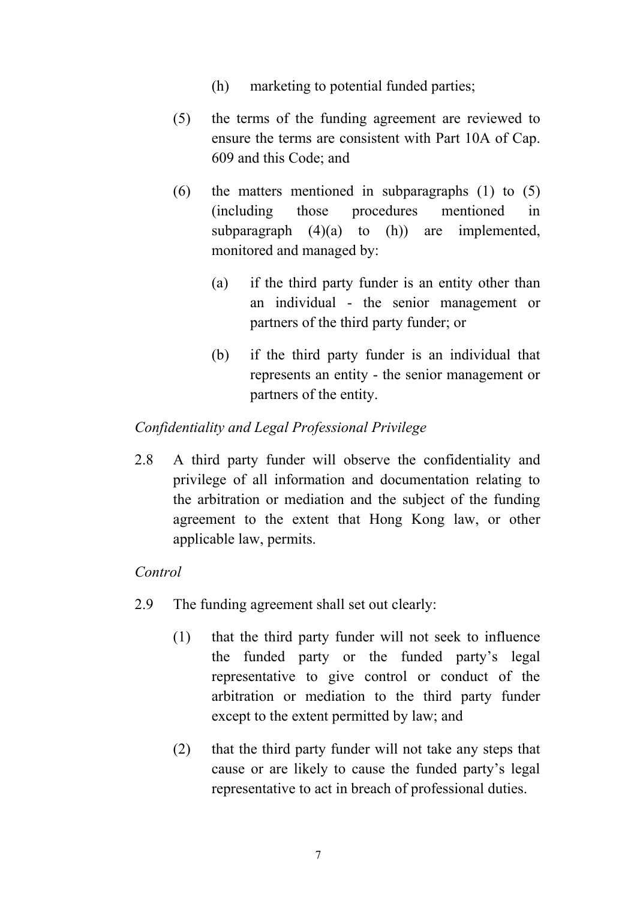(h) marketing to potential funded parties;

(5) the terms of the funding agreement are reviewed to ensure the terms are consistent with Part 10A of Cap. 609 and this Code; and

(6) the matters mentioned in subparagraphs (1) to (5) (including those procedures mentioned in subparagraph (4)(a) to (h)) are implemented, monitored and managed by:

(a) if the third party funder is an entity other than an individual - the senior management or partners of the third party funder; or

(b) if the third party funder is an individual that represents an entity - the senior management or partners of the entity.

*Confidentiality and Legal Professional Privilege*

2.8 A third party funder will observe the confidentiality and privilege of all information and documentation relating to the arbitration or mediation and the subject of the funding agreement to the extent that Hong Kong law, or other applicable law, permits.

*Control*

2.9 The funding agreement shall set out clearly:

(1) that the third party funder will not seek to influence the funded party or the funded party's legal representative to give control or conduct of the arbitration or mediation to the third party funder except to the extent permitted by law; and

(2) that the third party funder will not take any steps that cause or are likely to cause the funded party's legal representative to act in breach of professional duties.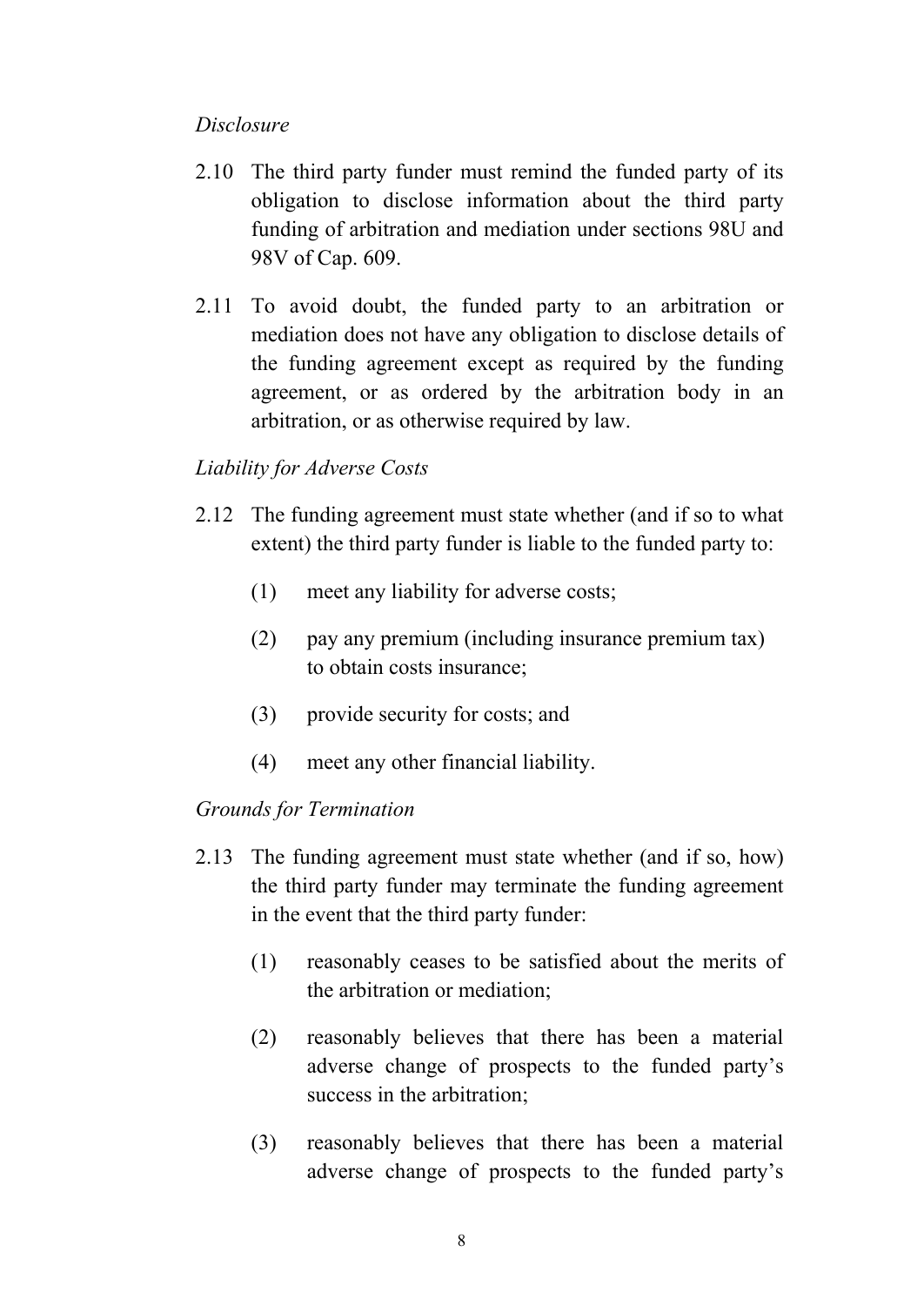*Disclosure*

2.10 The third party funder must remind the funded party of its obligation to disclose information about the third party funding of arbitration and mediation under sections 98U and 98V of Cap. 609.

2.11 To avoid doubt, the funded party to an arbitration or mediation does not have any obligation to disclose details of the funding agreement except as required by the funding agreement, or as ordered by the arbitration body in an arbitration, or as otherwise required by law.

*Liability for Adverse Costs*

2.12 The funding agreement must state whether (and if so to what extent) the third party funder is liable to the funded party to:

(1) meet any liability for adverse costs;

(2) pay any premium (including insurance premium tax) to obtain costs insurance;

(3) provide security for costs; and

(4) meet any other financial liability.

*Grounds for Termination*

2.13 The funding agreement must state whether (and if so, how) the third party funder may terminate the funding agreement in the event that the third party funder:

(1) reasonably ceases to be satisfied about the merits of the arbitration or mediation;

(2) reasonably believes that there has been a material adverse change of prospects to the funded party's success in the arbitration;

(3) reasonably believes that there has been a material adverse change of prospects to the funded party's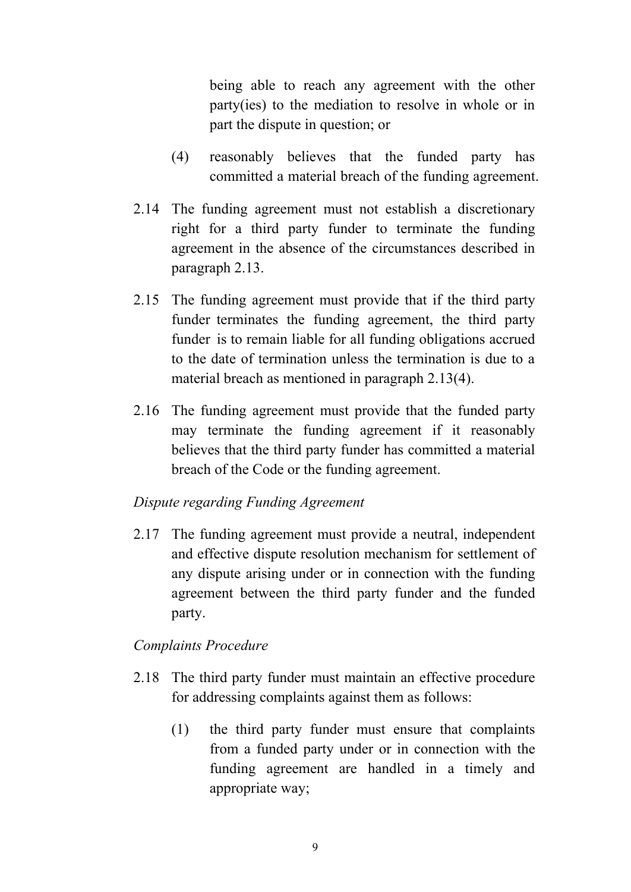being able to reach any agreement with the other party(ies) to the mediation to resolve in whole or in part the dispute in question; or

(4) reasonably believes that the funded party has committed a material breach of the funding agreement.

2.14 The funding agreement must not establish a discretionary right for a third party funder to terminate the funding agreement in the absence of the circumstances described in paragraph 2.13.

2.15 The funding agreement must provide that if the third party funder terminates the funding agreement, the third party funder is to remain liable for all funding obligations accrued to the date of termination unless the termination is due to a material breach as mentioned in paragraph 2.13(4).

2.16 The funding agreement must provide that the funded party may terminate the funding agreement if it reasonably believes that the third party funder has committed a material breach of the Code or the funding agreement.

*Dispute regarding Funding Agreement*

2.17 The funding agreement must provide a neutral, independent and effective dispute resolution mechanism for settlement of any dispute arising under or in connection with the funding agreement between the third party funder and the funded party.

*Complaints Procedure*

2.18 The third party funder must maintain an effective procedure for addressing complaints against them as follows:

(1) the third party funder must ensure that complaints from a funded party under or in connection with the funding agreement are handled in a timely and appropriate way;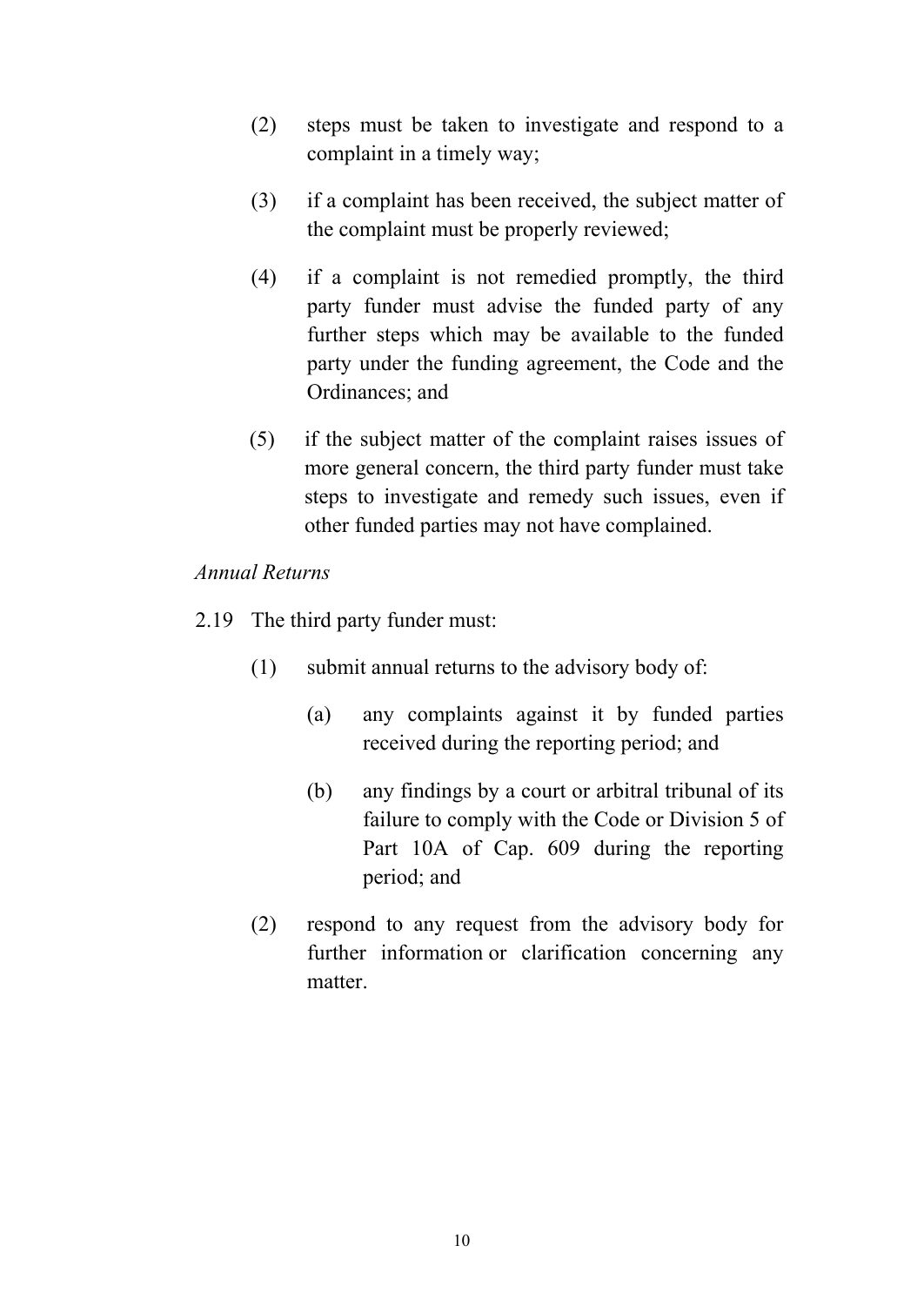(2) steps must be taken to investigate and respond to a complaint in a timely way;

(3) if a complaint has been received, the subject matter of the complaint must be properly reviewed;

(4) if a complaint is not remedied promptly, the third party funder must advise the funded party of any further steps which may be available to the funded party under the funding agreement, the Code and the Ordinances; and

(5) if the subject matter of the complaint raises issues of more general concern, the third party funder must take steps to investigate and remedy such issues, even if other funded parties may not have complained.

*Annual Returns*

2.19 The third party funder must:

(1) submit annual returns to the advisory body of:

(a) any complaints against it by funded parties received during the reporting period; and

(b) any findings by a court or arbitral tribunal of its failure to comply with the Code or Division 5 of Part 10A of Cap. 609 during the reporting period; and

(2) respond to any request from the advisory body for further information or clarification concerning any matter.